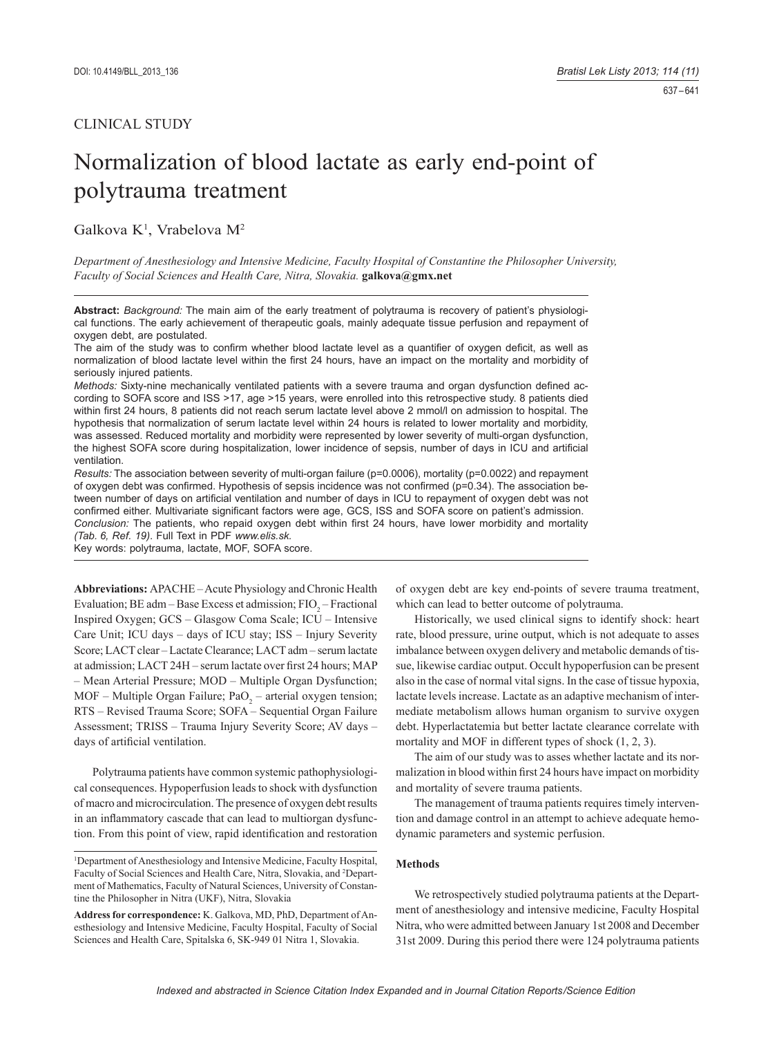CLINICAL STUDY

# Normalization of blood lactate as early end-point of polytrauma treatment

Galkova K[1], Vrabelova M[2]

*Department of Anesthesiology and Intensive Medicine, Faculty Hospital of Constantine the Philosopher University, Faculty of Social Sciences and Health Care, Nitra, Slovakia.* **galkova@gmx.net**

**Abstract:** *Background:* The main aim of the early treatment of polytrauma is recovery of patient's physiological functions. The early achievement of therapeutic goals, mainly adequate tissue perfusion and repayment of oxygen debt, are postulated.

The aim of the study was to confirm whether blood lactate level as a quantifier of oxygen deficit, as well as normalization of blood lactate level within the first 24 hours, have an impact on the mortality and morbidity of seriously injured patients.

*Methods:* Sixty-nine mechanically ventilated patients with a severe trauma and organ dysfunction defined according to SOFA score and ISS >17, age >15 years, were enrolled into this retrospective study. 8 patients died within first 24 hours, 8 patients did not reach serum lactate level above 2 mmol/l on admission to hospital. The hypothesis that normalization of serum lactate level within 24 hours is related to lower mortality and morbidity, was assessed. Reduced mortality and morbidity were represented by lower severity of multi-organ dysfunction, the highest SOFA score during hospitalization, lower incidence of sepsis, number of days in ICU and artificial ventilation.

*Results:* The association between severity of multi-organ failure (p=0.0006), mortality (p=0.0022) and repayment of oxygen debt was confirmed. Hypothesis of sepsis incidence was not confirmed (p=0.34). The association between number of days on artificial ventilation and number of days in ICU to repayment of oxygen debt was not confirmed either. Multivariate significant factors were age, GCS, ISS and SOFA score on patient's admission.

*Conclusion:* The patients, who repaid oxygen debt within first 24 hours, have lower morbidity and mortality *(Tab. 6, Ref. 19)*. Full Text in PDF *www.elis.sk.*

Key words: polytrauma, lactate, MOF, SOFA score.

**Abbreviations:** APACHE – Acute Physiology and Chronic Health Evaluation; BE adm – Base Excess et admission; $FIO_2$ – Fractional Inspired Oxygen; GCS – Glasgow Coma Scale; ICU – Intensive Care Unit; ICU days – days of ICU stay; ISS – Injury Severity Score; LACT clear – Lactate Clearance; LACT adm – serum lactate at admission; LACT 24H – serum lactate over first 24 hours; MAP – Mean Arterial Pressure; MOD – Multiple Organ Dysfunction; MOF – Multiple Organ Failure; $PaO_2$ – arterial oxygen tension; RTS – Revised Trauma Score; SOFA – Sequential Organ Failure Assessment; TRISS – Trauma Injury Severity Score; AV days – days of artificial ventilation.

Polytrauma patients have common systemic pathophysiological consequences. Hypoperfusion leads to shock with dysfunction of macro and microcirculation. The presence of oxygen debt results in an inflammatory cascade that can lead to multiorgan dysfunction. From this point of view, rapid identification and restoration of oxygen debt are key end-points of severe trauma treatment, which can lead to better outcome of polytrauma.

Historically, we used clinical signs to identify shock: heart rate, blood pressure, urine output, which is not adequate to asses imbalance between oxygen delivery and metabolic demands of tissue, likewise cardiac output. Occult hypoperfusion can be present also in the case of normal vital signs. In the case of tissue hypoxia, lactate levels increase. Lactate as an adaptive mechanism of intermediate metabolism allows human organism to survive oxygen debt. Hyperlactatemia but better lactate clearance correlate with mortality and MOF in different types of shock (1, 2, 3).

The aim of our study was to asses whether lactate and its normalization in blood within first 24 hours have impact on morbidity and mortality of severe trauma patients.

The management of trauma patients requires timely intervention and damage control in an attempt to achieve adequate hemodynamic parameters and systemic perfusion.

## Methods

We retrospectively studied polytrauma patients at the Department of anesthesiology and intensive medicine, Faculty Hospital Nitra, who were admitted between January 1st 2008 and December 31st 2009. During this period there were 124 polytrauma patients

---

[1]Department of Anesthesiology and Intensive Medicine, Faculty Hospital, Faculty of Social Sciences and Health Care, Nitra, Slovakia, and [2]Department of Mathematics, Faculty of Natural Sciences, University of Constantine the Philosopher in Nitra (UKF), Nitra, Slovakia

**Address for correspondence:** K. Galkova, MD, PhD, Department of Anesthesiology and Intensive Medicine, Faculty Hospital, Faculty of Social Sciences and Health Care, Spitalska 6, SK-949 01 Nitra 1, Slovakia.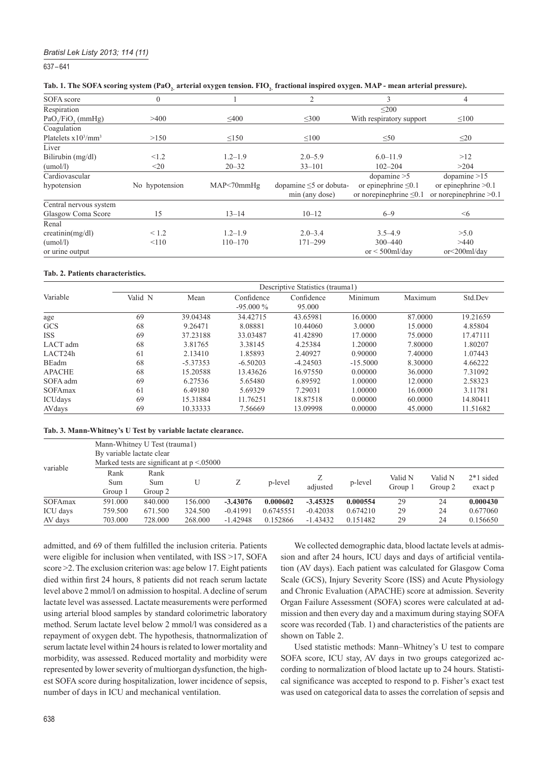**Tab. 1. The SOFA scoring system ($PaO_2$ arterial oxygen tension. $FIO_2$ fractional inspired oxygen. MAP - mean arterial pressure).**

| SOFA score | 0 | 1 | 2 | 3 | 4 |
|---|---|---|---|---|---|
| Respiration | | | | ≤200 | |
| $PaO_2/FiO_2$ (mmHg) | >400 | ≤400 | ≤300 | With respiratory support | ≤100 |
| Coagulation | | | | | |
| Platelets $x10^3/mm^3$ | >150 | ≤150 | ≤100 | ≤50 | ≤20 |
| Liver | | | | | |
| Bilirubin (mg/dl) | <1.2 | 1.2–1.9 | 2.0–5.9 | 6.0–11.9 | >12 |
| (umol/l) | <20 | 20–32 | 33–101 | 102–204 | >204 |
| Cardiovascular | | | | dopamine >5 | dopamine >15 |
| hypotension | No hypotension | MAP<70mmHg | dopamine ≤5 or dobutamin (any dose) | or epinephrine ≤0.1 or norepinephrine ≤0.1 | or epinephrine >0.1 or norepinephrine >0.1 |
| Central nervous system | | | | | |
| Glasgow Coma Score | 15 | 13–14 | 10–12 | 6–9 | <6 |
| Renal | | | | | |
| creatinin(mg/dl) | < 1.2 | 1.2–1.9 | 2.0–3.4 | 3.5–4.9 | >5.0 |
| (umol/l) | <110 | 110–170 | 171–299 | 300–440 | >440 |
| or urine output | | | | or < 500ml/day | or<200ml/day |

**Tab. 2. Patients characteristics.**

| Variable | Descriptive Statistics (trauma1) | | | | | | |
|---|---|---|---|---|---|---|---|
| | Valid N | Mean | Confidence -95.000 % | Confidence 95.000 | Minimum | Maximum | Std.Dev |
| age | 69 | 39.04348 | 34.42715 | 43.65981 | 16.0000 | 87.0000 | 19.21659 |
| GCS | 68 | 9.26471 | 8.08881 | 10.44060 | 3.0000 | 15.0000 | 4.85804 |
| ISS | 69 | 37.23188 | 33.03487 | 41.42890 | 17.0000 | 75.0000 | 17.47111 |
| LACT adm | 68 | 3.81765 | 3.38145 | 4.25384 | 1.20000 | 7.80000 | 1.80207 |
| LACT24h | 61 | 2.13410 | 1.85893 | 2.40927 | 0.90000 | 7.40000 | 1.07443 |
| BEadm | 68 | -5.37353 | -6.50203 | -4.24503 | -15.5000 | 8.30000 | 4.66222 |
| APACHE | 68 | 15.20588 | 13.43626 | 16.97550 | 0.00000 | 36.0000 | 7.31092 |
| SOFA adm | 69 | 6.27536 | 5.65480 | 6.89592 | 1.00000 | 12.0000 | 2.58323 |
| SOFAmax | 61 | 6.49180 | 5.69329 | 7.29031 | 1.00000 | 16.0000 | 3.11781 |
| ICUdays | 69 | 15.31884 | 11.76251 | 18.87518 | 0.00000 | 60.0000 | 14.80411 |
| AVdays | 69 | 10.33333 | 7.56669 | 13.09998 | 0.00000 | 45.0000 | 11.51682 |

**Tab. 3. Mann-Whitney's U Test by variable lactate clearance.**

| variable | Mann-Whitney U Test (trauma1) By variable lactate clear Marked tests are significant at p <.05000 | | | | | | | | | |
|---|---|---|---|---|---|---|---|---|---|---|
| | Rank Sum Group 1 | Rank Sum Group 2 | U | Z | p-level | Z adjusted | p-level | Valid N Group 1 | Valid N Group 2 | 2*1 sided exact p |
| SOFAmax | 591.000 | 840.000 | 156.000 | **-3.43076** | **0.000602** | **-3.45325** | **0.000554** | 29 | 24 | **0.000430** |
| ICU days | 759.500 | 671.500 | 324.500 | -0.41991 | 0.6745551 | -0.42038 | 0.674210 | 29 | 24 | 0.677060 |
| AV days | 703.000 | 728.000 | 268.000 | -1.42948 | 0.152866 | -1.43432 | 0.151482 | 29 | 24 | 0.156650 |

admitted, and 69 of them fulfilled the inclusion criteria. Patients were eligible for inclusion when ventilated, with ISS >17, SOFA score >2. The exclusion criterion was: age below 17. Eight patients died within first 24 hours, 8 patients did not reach serum lactate level above 2 mmol/l on admission to hospital. A decline of serum lactate level was assessed. Lactate measurements were performed using arterial blood samples by standard colorimetric laboratory method. Serum lactate level below 2 mmol/l was considered as a repayment of oxygen debt. The hypothesis, thatnormalization of serum lactate level within 24 hours is related to lower mortality and morbidity, was assessed. Reduced mortality and morbidity were represented by lower severity of multiorgan dysfunction, the highest SOFA score during hospitalization, lower incidence of sepsis, number of days in ICU and mechanical ventilation.

We collected demographic data, blood lactate levels at admission and after 24 hours, ICU days and days of artificial ventilation (AV days). Each patient was calculated for Glasgow Coma Scale (GCS), Injury Severity Score (ISS) and Acute Physiology and Chronic Evaluation (APACHE) score at admission. Severity Organ Failure Assessment (SOFA) scores were calculated at admission and then every day and a maximum during staying SOFA score was recorded (Tab. 1) and characteristics of the patients are shown on Table 2.

Used statistic methods: Mann–Whitney's U test to compare SOFA score, ICU stay, AV days in two groups categorized according to normalization of blood lactate up to 24 hours. Statistical significance was accepted to respond to p. Fisher's exact test was used on categorical data to asses the correlation of sepsis and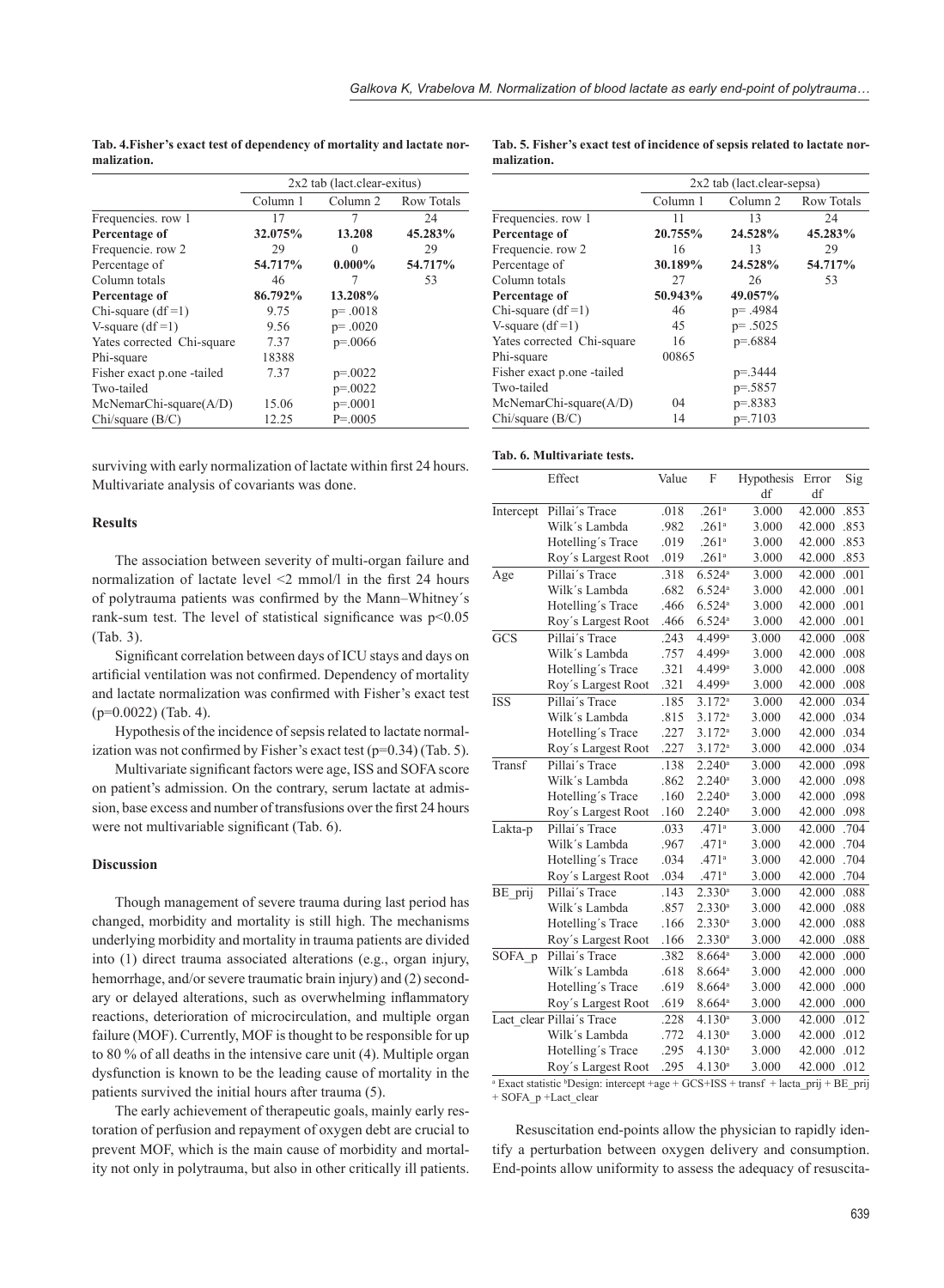**Tab. 4.Fisher's exact test of dependency of mortality and lactate normalization.**

| | 2x2 tab (lact.clear-exitus) | | |
|---|---|---|---|
| | Column 1 | Column 2 | Row Totals |
| Frequencies. row 1 | 17 | 7 | 24 |
| **Percentage of** | **32.075%** | **13.208** | **45.283%** |
| Frequencie. row 2 | 29 | 0 | 29 |
| Percentage of | **54.717%** | **0.000%** | **54.717%** |
| Column totals | 46 | 7 | 53 |
| **Percentage of** | **86.792%** | **13.208%** | |
| Chi-square (df =1) | 9.75 | p= .0018 | |
| V-square (df =1) | 9.56 | p= .0020 | |
| Yates corrected Chi-square | 7.37 | p=.0066 | |
| Phi-square | 18388 | | |
| Fisher exact p.one -tailed | 7.37 | p=.0022 | |
| Two-tailed | | p=.0022 | |
| McNemarChi-square(A/D) | 15.06 | p=.0001 | |
| Chi/square (B/C) | 12.25 | P=.0005 | |

**Tab. 5. Fisher's exact test of incidence of sepsis related to lactate normalization.**

| | 2x2 tab (lact.clear-sepsa) | | |
|---|---|---|---|
| | Column 1 | Column 2 | Row Totals |
| Frequencies. row 1 | 11 | 13 | 24 |
| **Percentage of** | **20.755%** | **24.528%** | **45.283%** |
| Frequencie. row 2 | 16 | 13 | 29 |
| Percentage of | **30.189%** | **24.528%** | **54.717%** |
| Column totals | 27 | 26 | 53 |
| **Percentage of** | **50.943%** | **49.057%** | |
| Chi-square (df =1) | 46 | p= .4984 | |
| V-square (df =1) | 45 | p= .5025 | |
| Yates corrected Chi-square | 16 | p=.6884 | |
| Phi-square | 00865 | | |
| Fisher exact p.one -tailed | | p=.3444 | |
| Two-tailed | | p=.5857 | |
| McNemarChi-square(A/D) | 04 | p=.8383 | |
| Chi/square (B/C) | 14 | p=.7103 | |

surviving with early normalization of lactate within first 24 hours. Multivariate analysis of covariants was done.

## Results

The association between severity of multi-organ failure and normalization of lactate level <2 mmol/l in the first 24 hours of polytrauma patients was confirmed by the Mann–Whitney´s rank-sum test. The level of statistical significance was $p<0.05$ (Tab. 3).

Significant correlation between days of ICU stays and days on artificial ventilation was not confirmed. Dependency of mortality and lactate normalization was confirmed with Fisher's exact test (p=0.0022) (Tab. 4).

Hypothesis of the incidence of sepsis related to lactate normalization was not confirmed by Fisher's exact test (p=0.34) (Tab. 5).

Multivariate significant factors were age, ISS and SOFA score on patient's admission. On the contrary, serum lactate at admission, base excess and number of transfusions over the first 24 hours were not multivariable significant (Tab. 6).

**Tab. 6. Multivariate tests.**

| | Effect | Value | F | Hypothesis df | Error df | Sig |
|---|---|---|---|---|---|---|
| Intercept | Pillai´s Trace | .018 | .261[a] | 3.000 | 42.000 | .853 |
| | Wilk´s Lambda | .982 | .261[a] | 3.000 | 42.000 | .853 |
| | Hotelling´s Trace | .019 | .261[a] | 3.000 | 42.000 | .853 |
| | Roy´s Largest Root | .019 | .261[a] | 3.000 | 42.000 | .853 |
| Age | Pillai´s Trace | .318 | 6.524[a] | 3.000 | 42.000 | .001 |
| | Wilk´s Lambda | .682 | 6.524[a] | 3.000 | 42.000 | .001 |
| | Hotelling´s Trace | .466 | 6.524[a] | 3.000 | 42.000 | .001 |
| | Roy´s Largest Root | .466 | 6.524[a] | 3.000 | 42.000 | .001 |
| GCS | Pillai´s Trace | .243 | 4.499[a] | 3.000 | 42.000 | .008 |
| | Wilk´s Lambda | .757 | 4.499[a] | 3.000 | 42.000 | .008 |
| | Hotelling´s Trace | .321 | 4.499[a] | 3.000 | 42.000 | .008 |
| | Roy´s Largest Root | .321 | 4.499[a] | 3.000 | 42.000 | .008 |
| ISS | Pillai´s Trace | .185 | 3.172[a] | 3.000 | 42.000 | .034 |
| | Wilk´s Lambda | .815 | 3.172[a] | 3.000 | 42.000 | .034 |
| | Hotelling´s Trace | .227 | 3.172[a] | 3.000 | 42.000 | .034 |
| | Roy´s Largest Root | .227 | 3.172[a] | 3.000 | 42.000 | .034 |
| Transf | Pillai´s Trace | .138 | 2.240[a] | 3.000 | 42.000 | .098 |
| | Wilk´s Lambda | .862 | 2.240[a] | 3.000 | 42.000 | .098 |
| | Hotelling´s Trace | .160 | 2.240[a] | 3.000 | 42.000 | .098 |
| | Roy´s Largest Root | .160 | 2.240[a] | 3.000 | 42.000 | .098 |
| Lakta-p | Pillai´s Trace | .033 | .471[a] | 3.000 | 42.000 | .704 |
| | Wilk´s Lambda | .967 | .471[a] | 3.000 | 42.000 | .704 |
| | Hotelling´s Trace | .034 | .471[a] | 3.000 | 42.000 | .704 |
| | Roy´s Largest Root | .034 | .471[a] | 3.000 | 42.000 | .704 |
| BE_prij | Pillai´s Trace | .143 | 2.330[a] | 3.000 | 42.000 | .088 |
| | Wilk´s Lambda | .857 | 2.330[a] | 3.000 | 42.000 | .088 |
| | Hotelling´s Trace | .166 | 2.330[a] | 3.000 | 42.000 | .088 |
| | Roy´s Largest Root | .166 | 2.330[a] | 3.000 | 42.000 | .088 |
| SOFA_p | Pillai´s Trace | .382 | 8.664[a] | 3.000 | 42.000 | .000 |
| | Wilk´s Lambda | .618 | 8.664[a] | 3.000 | 42.000 | .000 |
| | Hotelling´s Trace | .619 | 8.664[a] | 3.000 | 42.000 | .000 |
| | Roy´s Largest Root | .619 | 8.664[a] | 3.000 | 42.000 | .000 |
| Lact_clear | Pillai´s Trace | .228 | 4.130[a] | 3.000 | 42.000 | .012 |
| | Wilk´s Lambda | .772 | 4.130[a] | 3.000 | 42.000 | .012 |
| | Hotelling´s Trace | .295 | 4.130[a] | 3.000 | 42.000 | .012 |
| | Roy´s Largest Root | .295 | 4.130[a] | 3.000 | 42.000 | .012 |

[a] Exact statistic [b]Design: intercept +age + GCS+ISS + transf + lacta_prij + BE_prij + SOFA_p +Lact_clear

## Discussion

Though management of severe trauma during last period has changed, morbidity and mortality is still high. The mechanisms underlying morbidity and mortality in trauma patients are divided into (1) direct trauma associated alterations (e.g., organ injury, hemorrhage, and/or severe traumatic brain injury) and (2) secondary or delayed alterations, such as overwhelming inflammatory reactions, deterioration of microcirculation, and multiple organ failure (MOF). Currently, MOF is thought to be responsible for up to 80 % of all deaths in the intensive care unit (4). Multiple organ dysfunction is known to be the leading cause of mortality in the patients survived the initial hours after trauma (5).

The early achievement of therapeutic goals, mainly early restoration of perfusion and repayment of oxygen debt are crucial to prevent MOF, which is the main cause of morbidity and mortality not only in polytrauma, but also in other critically ill patients.

Resuscitation end-points allow the physician to rapidly identify a perturbation between oxygen delivery and consumption. End-points allow uniformity to assess the adequacy of resuscita-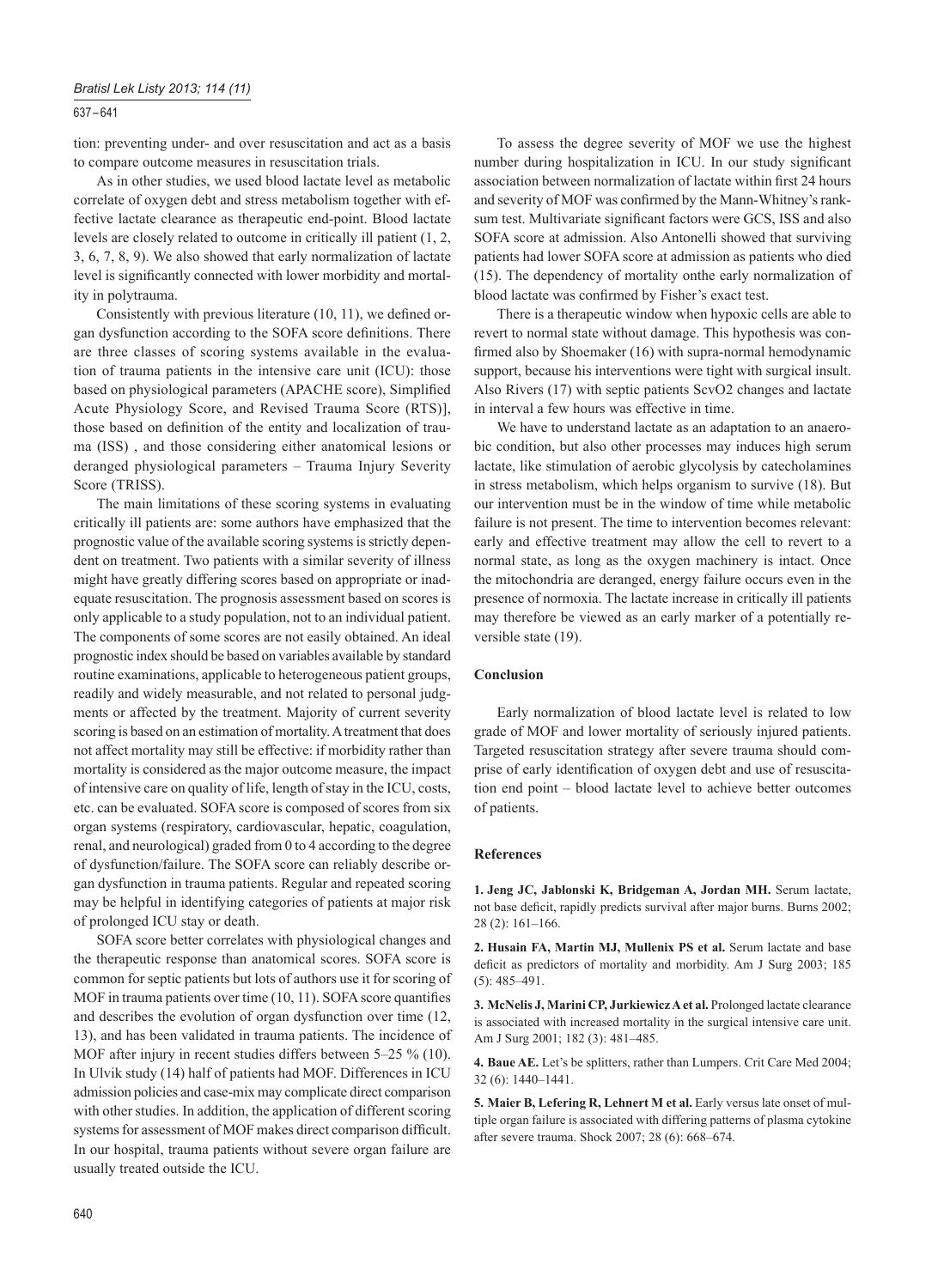tion: preventing under- and over resuscitation and act as a basis to compare outcome measures in resuscitation trials.

As in other studies, we used blood lactate level as metabolic correlate of oxygen debt and stress metabolism together with effective lactate clearance as therapeutic end-point. Blood lactate levels are closely related to outcome in critically ill patient (1, 2, 3, 6, 7, 8, 9). We also showed that early normalization of lactate level is significantly connected with lower morbidity and mortality in polytrauma.

Consistently with previous literature (10, 11), we defined organ dysfunction according to the SOFA score definitions. There are three classes of scoring systems available in the evaluation of trauma patients in the intensive care unit (ICU): those based on physiological parameters (APACHE score), Simplified Acute Physiology Score, and Revised Trauma Score (RTS)], those based on definition of the entity and localization of trauma (ISS) , and those considering either anatomical lesions or deranged physiological parameters – Trauma Injury Severity Score (TRISS).

The main limitations of these scoring systems in evaluating critically ill patients are: some authors have emphasized that the prognostic value of the available scoring systems is strictly dependent on treatment. Two patients with a similar severity of illness might have greatly differing scores based on appropriate or inadequate resuscitation. The prognosis assessment based on scores is only applicable to a study population, not to an individual patient. The components of some scores are not easily obtained. An ideal prognostic index should be based on variables available by standard routine examinations, applicable to heterogeneous patient groups, readily and widely measurable, and not related to personal judgments or affected by the treatment. Majority of current severity scoring is based on an estimation of mortality. A treatment that does not affect mortality may still be effective: if morbidity rather than mortality is considered as the major outcome measure, the impact of intensive care on quality of life, length of stay in the ICU, costs, etc. can be evaluated. SOFA score is composed of scores from six organ systems (respiratory, cardiovascular, hepatic, coagulation, renal, and neurological) graded from 0 to 4 according to the degree of dysfunction/failure. The SOFA score can reliably describe organ dysfunction in trauma patients. Regular and repeated scoring may be helpful in identifying categories of patients at major risk of prolonged ICU stay or death.

SOFA score better correlates with physiological changes and the therapeutic response than anatomical scores. SOFA score is common for septic patients but lots of authors use it for scoring of MOF in trauma patients over time (10, 11). SOFA score quantifies and describes the evolution of organ dysfunction over time (12, 13), and has been validated in trauma patients. The incidence of MOF after injury in recent studies differs between 5–25 % (10). In Ulvik study (14) half of patients had MOF. Differences in ICU admission policies and case-mix may complicate direct comparison with other studies. In addition, the application of different scoring systems for assessment of MOF makes direct comparison difficult. In our hospital, trauma patients without severe organ failure are usually treated outside the ICU.

To assess the degree severity of MOF we use the highest number during hospitalization in ICU. In our study significant association between normalization of lactate within first 24 hours and severity of MOF was confirmed by the Mann-Whitney's rank-sum test. Multivariate significant factors were GCS, ISS and also SOFA score at admission. Also Antonelli showed that surviving patients had lower SOFA score at admission as patients who died (15). The dependency of mortality onthe early normalization of blood lactate was confirmed by Fisher's exact test.

There is a therapeutic window when hypoxic cells are able to revert to normal state without damage. This hypothesis was confirmed also by Shoemaker (16) with supra-normal hemodynamic support, because his interventions were tight with surgical insult. Also Rivers (17) with septic patients ScvO2 changes and lactate in interval a few hours was effective in time.

We have to understand lactate as an adaptation to an anaerobic condition, but also other processes may induces high serum lactate, like stimulation of aerobic glycolysis by catecholamines in stress metabolism, which helps organism to survive (18). But our intervention must be in the window of time while metabolic failure is not present. The time to intervention becomes relevant: early and effective treatment may allow the cell to revert to a normal state, as long as the oxygen machinery is intact. Once the mitochondria are deranged, energy failure occurs even in the presence of normoxia. The lactate increase in critically ill patients may therefore be viewed as an early marker of a potentially reversible state (19).

## Conclusion

Early normalization of blood lactate level is related to low grade of MOF and lower mortality of seriously injured patients. Targeted resuscitation strategy after severe trauma should comprise of early identification of oxygen debt and use of resuscitation end point – blood lactate level to achieve better outcomes of patients.

## References

**1. Jeng JC, Jablonski K, Bridgeman A, Jordan MH.** Serum lactate, not base deficit, rapidly predicts survival after major burns. Burns 2002; 28 (2): 161–166.

**2. Husain FA, Martin MJ, Mullenix PS et al.** Serum lactate and base deficit as predictors of mortality and morbidity. Am J Surg 2003; 185 (5): 485–491.

**3. McNelis J, Marini CP, Jurkiewicz A et al.** Prolonged lactate clearance is associated with increased mortality in the surgical intensive care unit. Am J Surg 2001; 182 (3): 481–485.

**4. Baue AE.** Let's be splitters, rather than Lumpers. Crit Care Med 2004; 32 (6): 1440–1441.

**5. Maier B, Lefering R, Lehnert M et al.** Early versus late onset of multiple organ failure is associated with differing patterns of plasma cytokine after severe trauma. Shock 2007; 28 (6): 668–674.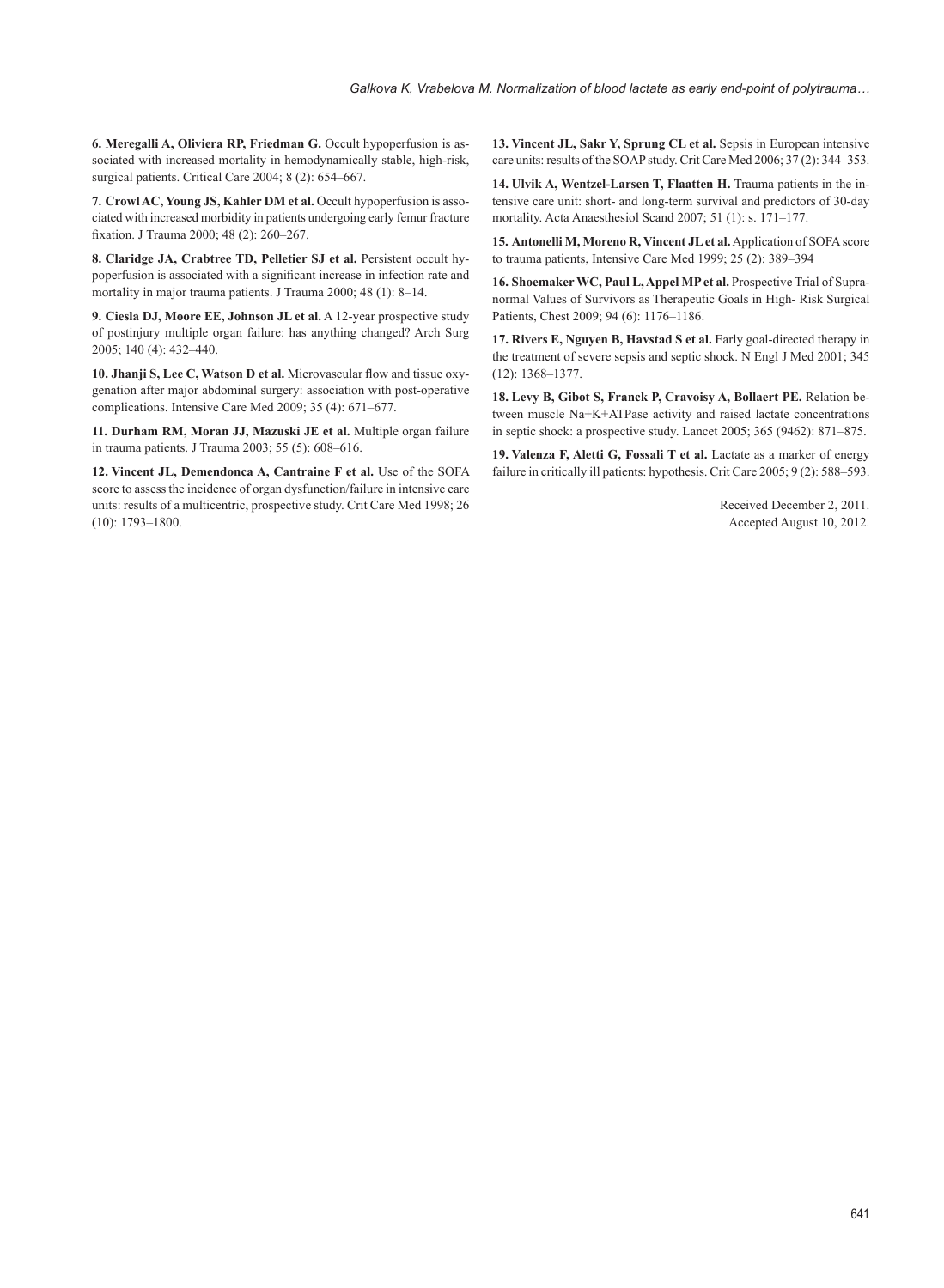**6. Meregalli A, Oliviera RP, Friedman G.** Occult hypoperfusion is associated with increased mortality in hemodynamically stable, high-risk, surgical patients. Critical Care 2004; 8 (2): 654–667.

**7. Crowl AC, Young JS, Kahler DM et al.** Occult hypoperfusion is associated with increased morbidity in patients undergoing early femur fracture fixation. J Trauma 2000; 48 (2): 260–267.

**8. Claridge JA, Crabtree TD, Pelletier SJ et al.** Persistent occult hypoperfusion is associated with a significant increase in infection rate and mortality in major trauma patients. J Trauma 2000; 48 (1): 8–14.

**9. Ciesla DJ, Moore EE, Johnson JL et al.** A 12-year prospective study of postinjury multiple organ failure: has anything changed? Arch Surg 2005; 140 (4): 432–440.

**10. Jhanji S, Lee C, Watson D et al.** Microvascular flow and tissue oxygenation after major abdominal surgery: association with post-operative complications. Intensive Care Med 2009; 35 (4): 671–677.

**11. Durham RM, Moran JJ, Mazuski JE et al.** Multiple organ failure in trauma patients. J Trauma 2003; 55 (5): 608–616.

**12. Vincent JL, Demendonca A, Cantraine F et al.** Use of the SOFA score to assess the incidence of organ dysfunction/failure in intensive care units: results of a multicentric, prospective study. Crit Care Med 1998; 26 (10): 1793–1800.

**13. Vincent JL, Sakr Y, Sprung CL et al.** Sepsis in European intensive care units: results of the SOAP study. Crit Care Med 2006; 37 (2): 344–353.

**14. Ulvik A, Wentzel-Larsen T, Flaatten H.** Trauma patients in the intensive care unit: short- and long-term survival and predictors of 30-day mortality. Acta Anaesthesiol Scand 2007; 51 (1): s. 171–177.

**15. Antonelli M, Moreno R, Vincent JL et al.** Application of SOFA score to trauma patients, Intensive Care Med 1999; 25 (2): 389–394

**16. Shoemaker WC, Paul L, Appel MP et al.** Prospective Trial of Supranormal Values of Survivors as Therapeutic Goals in High- Risk Surgical Patients, Chest 2009; 94 (6): 1176–1186.

**17. Rivers E, Nguyen B, Havstad S et al.** Early goal-directed therapy in the treatment of severe sepsis and septic shock. N Engl J Med 2001; 345 (12): 1368–1377.

**18. Levy B, Gibot S, Franck P, Cravoisy A, Bollaert PE.** Relation between muscle Na+K+ATPase activity and raised lactate concentrations in septic shock: a prospective study. Lancet 2005; 365 (9462): 871–875.

**19. Valenza F, Aletti G, Fossali T et al.** Lactate as a marker of energy failure in critically ill patients: hypothesis. Crit Care 2005; 9 (2): 588–593.

Received December 2, 2011.
Accepted August 10, 2012.